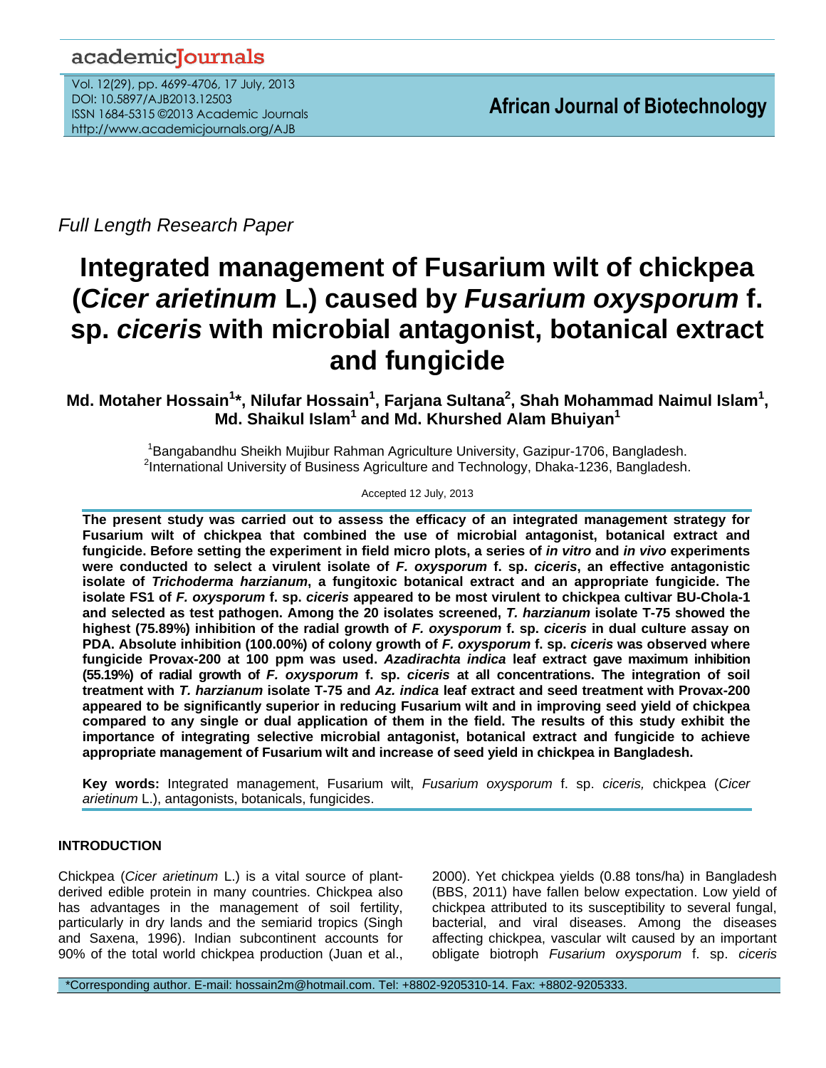Full Length Research Paper

# Integrated management of Fusarium wilt of chickpea (*Cicer arietinum* L.) caused by *Fusarium oxysporum* f. sp. *ciceris* with microbial antagonist, botanical extract and fungicide

**Md. Motaher Hossain[1]*, Nilufar Hossain[1], Farjana Sultana[2], Shah Mohammad Naimul Islam[1], Md. Shaikul Islam[1] and Md. Khurshed Alam Bhuiyan[1]**

[1]Bangabandhu Sheikh Mujibur Rahman Agriculture University, Gazipur-1706, Bangladesh.
[2]International University of Business Agriculture and Technology, Dhaka-1236, Bangladesh.

Accepted 12 July, 2013

**The present study was carried out to assess the efficacy of an integrated management strategy for Fusarium wilt of chickpea that combined the use of microbial antagonist, botanical extract and fungicide. Before setting the experiment in field micro plots, a series of *in vitro* and *in vivo* experiments were conducted to select a virulent isolate of *F. oxysporum* f. sp. *ciceris*, an effective antagonistic isolate of *Trichoderma harzianum*, a fungitoxic botanical extract and an appropriate fungicide. The isolate FS1 of *F. oxysporum* f. sp. *ciceris* appeared to be most virulent to chickpea cultivar BU-Chola-1 and selected as test pathogen. Among the 20 isolates screened, *T. harzianum* isolate T-75 showed the highest (75.89%) inhibition of the radial growth of *F. oxysporum* f. sp. *ciceris* in dual culture assay on PDA. Absolute inhibition (100.00%) of colony growth of *F. oxysporum* f. sp. *ciceris* was observed where fungicide Provax-200 at 100 ppm was used. *Azadirachta indica* leaf extract gave maximum inhibition (55.19%) of radial growth of *F. oxysporum* f. sp. *ciceris* at all concentrations. The integration of soil treatment with *T. harzianum* isolate T-75 and *Az. indica* leaf extract and seed treatment with Provax-200 appeared to be significantly superior in reducing Fusarium wilt and in improving seed yield of chickpea compared to any single or dual application of them in the field. The results of this study exhibit the importance of integrating selective microbial antagonist, botanical extract and fungicide to achieve appropriate management of Fusarium wilt and increase of seed yield in chickpea in Bangladesh.**

**Key words:** Integrated management, Fusarium wilt, *Fusarium oxysporum* f. sp. *ciceris,* chickpea (*Cicer arietinum* L.), antagonists, botanicals, fungicides.

## INTRODUCTION

Chickpea (*Cicer arietinum* L.) is a vital source of plant-derived edible protein in many countries. Chickpea also has advantages in the management of soil fertility, particularly in dry lands and the semiarid tropics (Singh and Saxena, 1996). Indian subcontinent accounts for 90% of the total world chickpea production (Juan et al., 2000). Yet chickpea yields (0.88 tons/ha) in Bangladesh (BBS, 2011) have fallen below expectation. Low yield of chickpea attributed to its susceptibility to several fungal, bacterial, and viral diseases. Among the diseases affecting chickpea, vascular wilt caused by an important obligate biotroph *Fusarium oxysporum* f. sp. *ciceris*

*Corresponding author. E-mail: hossain2m@hotmail.com. Tel: +8802-9205310-14. Fax: +8802-9205333.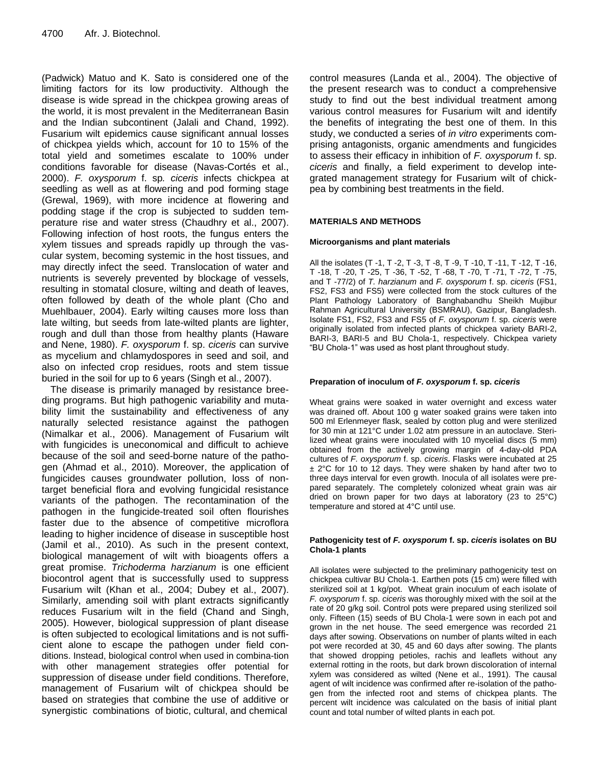(Padwick) Matuo and K. Sato is considered one of the limiting factors for its low productivity. Although the disease is wide spread in the chickpea growing areas of the world, it is most prevalent in the Mediterranean Basin and the Indian subcontinent (Jalali and Chand, 1992). Fusarium wilt epidemics cause significant annual losses of chickpea yields which, account for 10 to 15% of the total yield and sometimes escalate to 100% under conditions favorable for disease (Navas-Cortés et al., 2000). *F. oxysporum* f. sp*. ciceris* infects chickpea at seedling as well as at flowering and pod forming stage (Grewal, 1969), with more incidence at flowering and podding stage if the crop is subjected to sudden temperature rise and water stress (Chaudhry et al., 2007). Following infection of host roots, the fungus enters the xylem tissues and spreads rapidly up through the vascular system, becoming systemic in the host tissues, and may directly infect the seed. Translocation of water and nutrients is severely prevented by blockage of vessels, resulting in stomatal closure, wilting and death of leaves, often followed by death of the whole plant (Cho and Muehlbauer, 2004). Early wilting causes more loss than late wilting, but seeds from late-wilted plants are lighter, rough and dull than those from healthy plants (Haware and Nene, 1980). *F. oxysporum* f. sp. *ciceris* can survive as mycelium and chlamydospores in seed and soil, and also on infected crop residues, roots and stem tissue buried in the soil for up to 6 years (Singh et al., 2007).

The disease is primarily managed by resistance breeding programs. But high pathogenic variability and mutability limit the sustainability and effectiveness of any naturally selected resistance against the pathogen (Nimalkar et al., 2006). Management of Fusarium wilt with fungicides is uneconomical and difficult to achieve because of the soil and seed-borne nature of the pathogen (Ahmad et al., 2010). Moreover, the application of fungicides causes groundwater pollution, loss of non-target beneficial flora and evolving fungicidal resistance variants of the pathogen. The recontamination of the pathogen in the fungicide-treated soil often flourishes faster due to the absence of competitive microflora leading to higher incidence of disease in susceptible host (Jamil et al., 2010). As such in the present context, biological management of wilt with bioagents offers a great promise. *Trichoderma harzianum* is one efficient biocontrol agent that is successfully used to suppress Fusarium wilt (Khan et al., 2004; Dubey et al., 2007). Similarly, amending soil with plant extracts significantly reduces Fusarium wilt in the field (Chand and Singh, 2005). However, biological suppression of plant disease is often subjected to ecological limitations and is not sufficient alone to escape the pathogen under field conditions. Instead, biological control when used in combina-tion with other management strategies offer potential for suppression of disease under field conditions. Therefore, management of Fusarium wilt of chickpea should be based on strategies that combine the use of additive or synergistic combinations of biotic, cultural, and chemical control measures (Landa et al., 2004). The objective of the present research was to conduct a comprehensive study to find out the best individual treatment among various control measures for Fusarium wilt and identify the benefits of integrating the best one of them. In this study, we conducted a series of *in vitro* experiments comprising antagonists, organic amendments and fungicides to assess their efficacy in inhibition of *F. oxysporum* f. sp. *ciceris* and finally, a field experiment to develop integrated management strategy for Fusarium wilt of chickpea by combining best treatments in the field.

## MATERIALS AND METHODS

### Microorganisms and plant materials

All the isolates (T -1, T -2, T -3, T -8, T -9, T -10, T -11, T -12, T -16, T -18, T -20, T -25, T -36, T -52, T -68, T -70, T -71, T -72, T -75, and T -77/2) of *T. harzianum* and *F. oxysporum* f. sp. *ciceris* (FS1, FS2, FS3 and FS5) were collected from the stock cultures of the Plant Pathology Laboratory of Banghabandhu Sheikh Mujibur Rahman Agricultural University (BSMRAU), Gazipur, Bangladesh. Isolate FS1, FS2, FS3 and FS5 of *F. oxysporum* f. sp. *ciceris* were originally isolated from infected plants of chickpea variety BARI-2, BARI-3, BARI-5 and BU Chola-1, respectively. Chickpea variety "BU Chola-1" was used as host plant throughout study.

### Preparation of inoculum of *F. oxysporum* f. sp. *ciceris*

Wheat grains were soaked in water overnight and excess water was drained off. About 100 g water soaked grains were taken into 500 ml Erlenmeyer flask, sealed by cotton plug and were sterilized for 30 min at 121°C under 1.02 atm pressure in an autoclave. Sterilized wheat grains were inoculated with 10 mycelial discs (5 mm) obtained from the actively growing margin of 4-day-old PDA cultures of *F. oxysporum* f. sp. *ciceris*. Flasks were incubated at 25 ± 2°C for 10 to 12 days. They were shaken by hand after two to three days interval for even growth. Inocula of all isolates were prepared separately. The completely colonized wheat grain was air dried on brown paper for two days at laboratory (23 to 25°C) temperature and stored at 4°C until use.

### Pathogenicity test of *F. oxysporum* f. sp. *ciceris* isolates on BU Chola-1 plants

All isolates were subjected to the preliminary pathogenicity test on chickpea cultivar BU Chola-1. Earthen pots (15 cm) were filled with sterilized soil at 1 kg/pot. Wheat grain inoculum of each isolate of *F. oxysporum* f. sp. *ciceris* was thoroughly mixed with the soil at the rate of 20 g/kg soil. Control pots were prepared using sterilized soil only. Fifteen (15) seeds of BU Chola-1 were sown in each pot and grown in the net house. The seed emergence was recorded 21 days after sowing. Observations on number of plants wilted in each pot were recorded at 30, 45 and 60 days after sowing. The plants that showed dropping petioles, rachis and leaflets without any external rotting in the roots, but dark brown discoloration of internal xylem was considered as wilted (Nene et al., 1991). The causal agent of wilt incidence was confirmed after re-isolation of the pathogen from the infected root and stems of chickpea plants. The percent wilt incidence was calculated on the basis of initial plant count and total number of wilted plants in each pot.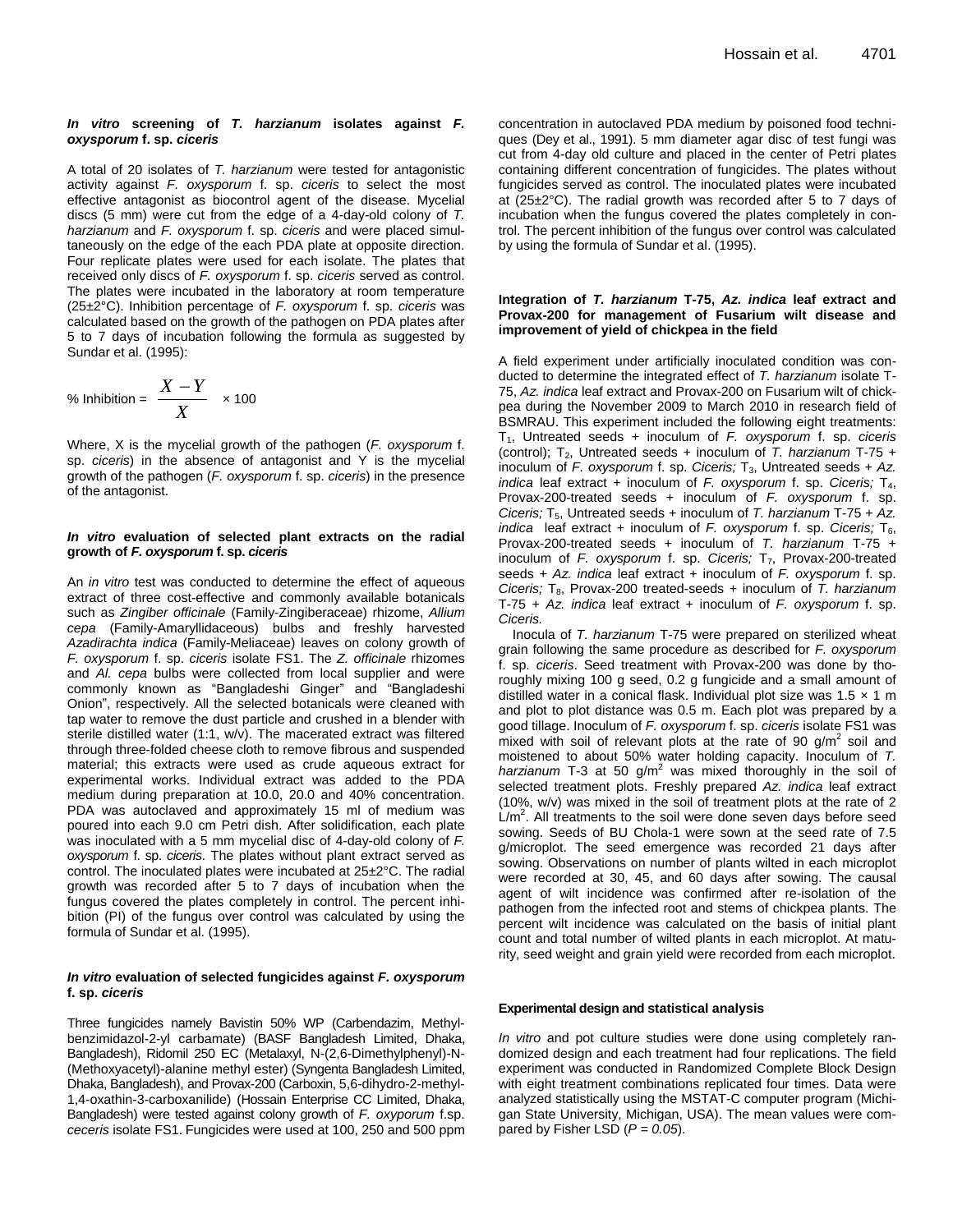### *In vitro* screening of *T. harzianum* isolates against *F. oxysporum* f. sp. *ciceris*

A total of 20 isolates of *T. harzianum* were tested for antagonistic activity against *F. oxysporum* f. sp. *ciceris* to select the most effective antagonist as biocontrol agent of the disease. Mycelial discs (5 mm) were cut from the edge of a 4-day-old colony of *T. harzianum* and *F. oxysporum* f. sp. *ciceris* and were placed simultaneously on the edge of the each PDA plate at opposite direction. Four replicate plates were used for each isolate. The plates that received only discs of *F. oxysporum* f. sp. *ciceris* served as control. The plates were incubated in the laboratory at room temperature (25±2°C). Inhibition percentage of *F. oxysporum* f. sp. *ciceris* was calculated based on the growth of the pathogen on PDA plates after 5 to 7 days of incubation following the formula as suggested by Sundar et al. (1995):

$$\% \text{ Inhibition} = \frac{X - Y}{X} \times 100$$

Where, X is the mycelial growth of the pathogen (*F. oxysporum* f. sp. *ciceris*) in the absence of antagonist and Y is the mycelial growth of the pathogen (*F. oxysporum* f. sp. *ciceris*) in the presence of the antagonist.

### *In vitro* evaluation of selected plant extracts on the radial growth of *F. oxysporum* f. sp. *ciceris*

An *in vitro* test was conducted to determine the effect of aqueous extract of three cost-effective and commonly available botanicals such as *Zingiber officinale* (Family-Zingiberaceae) rhizome, *Allium cepa* (Family-Amaryllidaceous) bulbs and freshly harvested *Azadirachta indica* (Family-Meliaceae) leaves on colony growth of *F. oxysporum* f. sp. *ciceris* isolate FS1. The *Z. officinale* rhizomes and *Al. cepa* bulbs were collected from local supplier and were commonly known as "Bangladeshi Ginger" and "Bangladeshi Onion", respectively. All the selected botanicals were cleaned with tap water to remove the dust particle and crushed in a blender with sterile distilled water (1:1, w/v). The macerated extract was filtered through three-folded cheese cloth to remove fibrous and suspended material; this extracts were used as crude aqueous extract for experimental works. Individual extract was added to the PDA medium during preparation at 10.0, 20.0 and 40% concentration. PDA was autoclaved and approximately 15 ml of medium was poured into each 9.0 cm Petri dish. After solidification, each plate was inoculated with a 5 mm mycelial disc of 4-day-old colony of *F. oxysporum* f. sp. *ciceris.* The plates without plant extract served as control. The inoculated plates were incubated at 25±2°C. The radial growth was recorded after 5 to 7 days of incubation when the fungus covered the plates completely in control. The percent inhibition (PI) of the fungus over control was calculated by using the formula of Sundar et al. (1995).

### *In vitro* evaluation of selected fungicides against *F. oxysporum* f. sp. *ciceris*

Three fungicides namely Bavistin 50% WP (Carbendazim, Methyl-benzimidazol-2-yl carbamate) (BASF Bangladesh Limited, Dhaka, Bangladesh), Ridomil 250 EC (Metalaxyl, N-(2,6-Dimethylphenyl)-N-(Methoxyacetyl)-alanine methyl ester) (Syngenta Bangladesh Limited, Dhaka, Bangladesh), and Provax-200 (Carboxin, 5,6-dihydro-2-methyl-1,4-oxathin-3-carboxanilide) (Hossain Enterprise CC Limited, Dhaka, Bangladesh) were tested against colony growth of *F. oxyporum* f.sp. *ceceris* isolate FS1. Fungicides were used at 100, 250 and 500 ppm concentration in autoclaved PDA medium by poisoned food techniques (Dey et al., 1991). 5 mm diameter agar disc of test fungi was cut from 4-day old culture and placed in the center of Petri plates containing different concentration of fungicides. The plates without fungicides served as control. The inoculated plates were incubated at (25±2°C). The radial growth was recorded after 5 to 7 days of incubation when the fungus covered the plates completely in control. The percent inhibition of the fungus over control was calculated by using the formula of Sundar et al. (1995).

### Integration of *T. harzianum* T-75, *Az. indica* leaf extract and Provax-200 for management of Fusarium wilt disease and improvement of yield of chickpea in the field

A field experiment under artificially inoculated condition was conducted to determine the integrated effect of *T. harzianum* isolate T-75, *Az. indica* leaf extract and Provax-200 on Fusarium wilt of chickpea during the November 2009 to March 2010 in research field of BSMRAU. This experiment included the following eight treatments: $T_1$, Untreated seeds + inoculum of *F. oxysporum* f. sp. *ciceris* (control); $T_2$, Untreated seeds + inoculum of *T. harzianum* T-75 + inoculum of *F. oxysporum* f. sp. *Ciceris;* $T_3$, Untreated seeds + *Az. indica* leaf extract + inoculum of *F. oxysporum* f. sp. *Ciceris;* $T_4$, Provax-200-treated seeds + inoculum of *F. oxysporum* f. sp. *Ciceris;* $T_5$, Untreated seeds + inoculum of *T. harzianum* T-75 + *Az. indica* leaf extract + inoculum of *F. oxysporum* f. sp. *Ciceris;* $T_6$, Provax-200-treated seeds + inoculum of *T. harzianum* T-75 + inoculum of *F. oxysporum* f. sp. *Ciceris;* $T_7$, Provax-200-treated seeds + *Az. indica* leaf extract + inoculum of *F. oxysporum* f. sp. *Ciceris;* $T_8$, Provax-200 treated-seeds + inoculum of *T. harzianum* T-75 + *Az. indica* leaf extract + inoculum of *F. oxysporum* f. sp. *Ciceris.*

Inocula of *T. harzianum* T-75 were prepared on sterilized wheat grain following the same procedure as described for *F. oxysporum* f. sp. *ciceris*. Seed treatment with Provax-200 was done by thoroughly mixing 100 g seed, 0.2 g fungicide and a small amount of distilled water in a conical flask. Individual plot size was 1.5 × 1 m and plot to plot distance was 0.5 m. Each plot was prepared by a good tillage. Inoculum of *F. oxysporum* f. sp. *ciceris* isolate FS1 was mixed with soil of relevant plots at the rate of 90 g/m$^2$ soil and moistened to about 50% water holding capacity. Inoculum of *T. harzianum* T-3 at 50 g/m$^2$ was mixed thoroughly in the soil of selected treatment plots. Freshly prepared *Az. indica* leaf extract (10%, w/v) was mixed in the soil of treatment plots at the rate of 2 L/m$^2$. All treatments to the soil were done seven days before seed sowing. Seeds of BU Chola-1 were sown at the seed rate of 7.5 g/microplot. The seed emergence was recorded 21 days after sowing. Observations on number of plants wilted in each microplot were recorded at 30, 45, and 60 days after sowing. The causal agent of wilt incidence was confirmed after re-isolation of the pathogen from the infected root and stems of chickpea plants. The percent wilt incidence was calculated on the basis of initial plant count and total number of wilted plants in each microplot. At maturity, seed weight and grain yield were recorded from each microplot.

### Experimental design and statistical analysis

*In vitro* and pot culture studies were done using completely randomized design and each treatment had four replications. The field experiment was conducted in Randomized Complete Block Design with eight treatment combinations replicated four times. Data were analyzed statistically using the MSTAT-C computer program (Michigan State University, Michigan, USA). The mean values were compared by Fisher LSD ($P = 0.05$).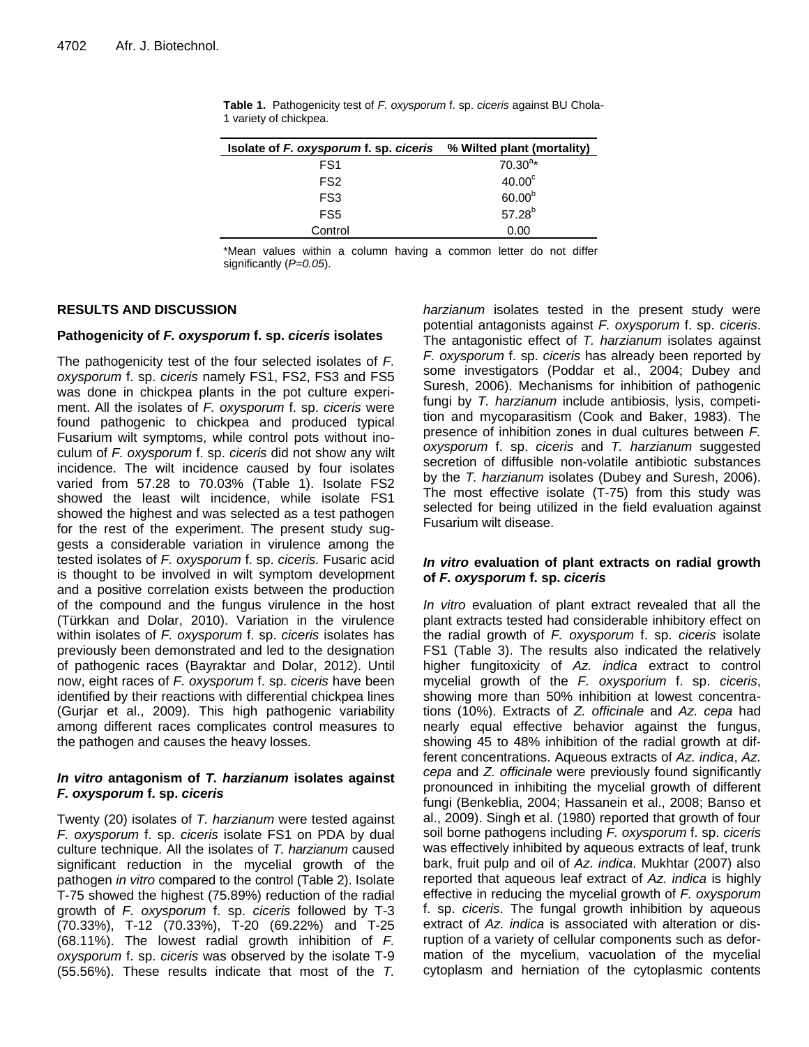**Table 1.** Pathogenicity test of *F. oxysporum* f. sp. *ciceris* against BU Chola-1 variety of chickpea.

| Isolate of *F. oxysporum* f. sp. *ciceris* | % Wilted plant (mortality) |
|---|---|
| FS1 | 70.30[a]* |
| FS2 | 40.00[c] |
| FS3 | 60.00[b] |
| FS5 | 57.28[b] |
| Control | 0.00 |

*Mean values within a column having a common letter do not differ significantly (*P=0.05*).

## RESULTS AND DISCUSSION

### Pathogenicity of *F. oxysporum* f. sp. *ciceris* isolates

The pathogenicity test of the four selected isolates of *F. oxysporum* f. sp. *ciceris* namely FS1, FS2, FS3 and FS5 was done in chickpea plants in the pot culture experiment. All the isolates of *F. oxysporum* f. sp. *ciceris* were found pathogenic to chickpea and produced typical Fusarium wilt symptoms, while control pots without inoculum of *F. oxysporum* f. sp. *ciceris* did not show any wilt incidence. The wilt incidence caused by four isolates varied from 57.28 to 70.03% (Table 1). Isolate FS2 showed the least wilt incidence, while isolate FS1 showed the highest and was selected as a test pathogen for the rest of the experiment. The present study suggests a considerable variation in virulence among the tested isolates of *F. oxysporum* f. sp. *ciceris.* Fusaric acid is thought to be involved in wilt symptom development and a positive correlation exists between the production of the compound and the fungus virulence in the host (Türkkan and Dolar, 2010). Variation in the virulence within isolates of *F. oxysporum* f. sp. *ciceris* isolates has previously been demonstrated and led to the designation of pathogenic races (Bayraktar and Dolar, 2012). Until now, eight races of *F. oxysporum* f. sp. *ciceris* have been identified by their reactions with differential chickpea lines (Gurjar et al., 2009). This high pathogenic variability among different races complicates control measures to the pathogen and causes the heavy losses.

### *In vitro* antagonism of *T. harzianum* isolates against *F. oxysporum* f. sp. *ciceris*

Twenty (20) isolates of *T. harzianum* were tested against *F. oxysporum* f. sp. *ciceris* isolate FS1 on PDA by dual culture technique. All the isolates of *T. harzianum* caused significant reduction in the mycelial growth of the pathogen *in vitro* compared to the control (Table 2). Isolate T-75 showed the highest (75.89%) reduction of the radial growth of *F. oxysporum* f. sp. *ciceris* followed by T-3 (70.33%), T-12 (70.33%), T-20 (69.22%) and T-25 (68.11%). The lowest radial growth inhibition of *F. oxysporum* f. sp. *ciceris* was observed by the isolate T-9 (55.56%). These results indicate that most of the *T. harzianum* isolates tested in the present study were potential antagonists against *F. oxysporum* f. sp. *ciceris*. The antagonistic effect of *T. harzianum* isolates against *F. oxysporum* f. sp. *ciceris* has already been reported by some investigators (Poddar et al., 2004; Dubey and Suresh, 2006). Mechanisms for inhibition of pathogenic fungi by *T. harzianum* include antibiosis, lysis, competition and mycoparasitism (Cook and Baker, 1983). The presence of inhibition zones in dual cultures between *F. oxysporum* f. sp. *ciceris* and *T. harzianum* suggested secretion of diffusible non-volatile antibiotic substances by the *T. harzianum* isolates (Dubey and Suresh, 2006). The most effective isolate (T-75) from this study was selected for being utilized in the field evaluation against Fusarium wilt disease.

### *In vitro* evaluation of plant extracts on radial growth of *F. oxysporum* f. sp. *ciceris*

*In vitro* evaluation of plant extract revealed that all the plant extracts tested had considerable inhibitory effect on the radial growth of *F. oxysporum* f. sp. *ciceris* isolate FS1 (Table 3). The results also indicated the relatively higher fungitoxicity of *Az. indica* extract to control mycelial growth of the *F. oxysporium* f. sp. *ciceris*, showing more than 50% inhibition at lowest concentrations (10%). Extracts of *Z. officinale* and *Az. cepa* had nearly equal effective behavior against the fungus, showing 45 to 48% inhibition of the radial growth at different concentrations. Aqueous extracts of *Az. indica*, *Az. cepa* and *Z. officinale* were previously found significantly pronounced in inhibiting the mycelial growth of different fungi (Benkeblia, 2004; Hassanein et al., 2008; Banso et al., 2009). Singh et al. (1980) reported that growth of four soil borne pathogens including *F. oxysporum* f. sp. *ciceris* was effectively inhibited by aqueous extracts of leaf, trunk bark, fruit pulp and oil of *Az. indica*. Mukhtar (2007) also reported that aqueous leaf extract of *Az. indica* is highly effective in reducing the mycelial growth of *F. oxysporum* f. sp. *ciceris*. The fungal growth inhibition by aqueous extract of *Az. indica* is associated with alteration or disruption of a variety of cellular components such as deformation of the mycelium, vacuolation of the mycelial cytoplasm and herniation of the cytoplasmic contents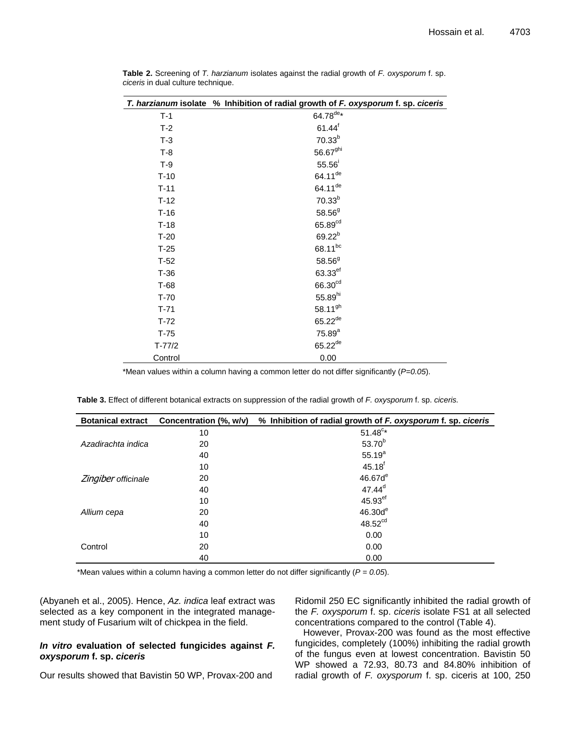**Table 2.** Screening of *T. harzianum* isolates against the radial growth of *F. oxysporum* f. sp. *ciceris* in dual culture technique.

| *T. harzianum* isolate | % Inhibition of radial growth of *F. oxysporum* f. sp. *ciceris* |
|---|---|
| T-1 | 64.78$^{de}$* |
| T-2 | 61.44$^{f}$ |
| T-3 | 70.33$^{b}$ |
| T-8 | 56.67$^{ghi}$ |
| T-9 | 55.56$^{i}$ |
| T-10 | 64.11$^{de}$ |
| T-11 | 64.11$^{de}$ |
| T-12 | 70.33$^{b}$ |
| T-16 | 58.56$^{g}$ |
| T-18 | 65.89$^{cd}$ |
| T-20 | 69.22$^{b}$ |
| T-25 | 68.11$^{bc}$ |
| T-52 | 58.56$^{g}$ |
| T-36 | 63.33$^{ef}$ |
| T-68 | 66.30$^{cd}$ |
| T-70 | 55.89$^{hi}$ |
| T-71 | 58.11$^{gh}$ |
| T-72 | 65.22$^{de}$ |
| T-75 | 75.89$^{a}$ |
| T-77/2 | 65.22$^{de}$ |
| Control | 0.00 |

*Mean values within a column having a common letter do not differ significantly (*P=0.05*).

**Table 3.** Effect of different botanical extracts on suppression of the radial growth of *F. oxysporum* f. sp. *ciceris.*

| Botanical extract | Concentration (%, w/v) | % Inhibition of radial growth of *F. oxysporum* f. sp. *ciceris* |
|---|---|---|
| *Azadirachta indica* | 10 | 51.48$^{c}$* |
| | 20 | 53.70$^{b}$ |
| | 40 | 55.19$^{a}$ |
| *Zingiber officinale* | 10 | 45.18$^{f}$ |
| | 20 | 46.67d$^{e}$ |
| | 40 | 47.44$^{d}$ |
| *Allium cepa* | 10 | 45.93$^{ef}$ |
| | 20 | 46.30d$^{e}$ |
| | 40 | 48.52$^{cd}$ |
| Control | 10 | 0.00 |
| | 20 | 0.00 |
| | 40 | 0.00 |

*Mean values within a column having a common letter do not differ significantly (*P = 0.05*).

(Abyaneh et al., 2005). Hence, *Az. indica* leaf extract was selected as a key component in the integrated management study of Fusarium wilt of chickpea in the field.

### *In vitro* evaluation of selected fungicides against *F. oxysporum* f. sp. *ciceris*

Our results showed that Bavistin 50 WP, Provax-200 and Ridomil 250 EC significantly inhibited the radial growth of the *F. oxysporum* f. sp. *ciceris* isolate FS1 at all selected concentrations compared to the control (Table 4).

However, Provax-200 was found as the most effective fungicides, completely (100%) inhibiting the radial growth of the fungus even at lowest concentration. Bavistin 50 WP showed a 72.93, 80.73 and 84.80% inhibition of radial growth of *F. oxysporum* f. sp. ciceris at 100, 250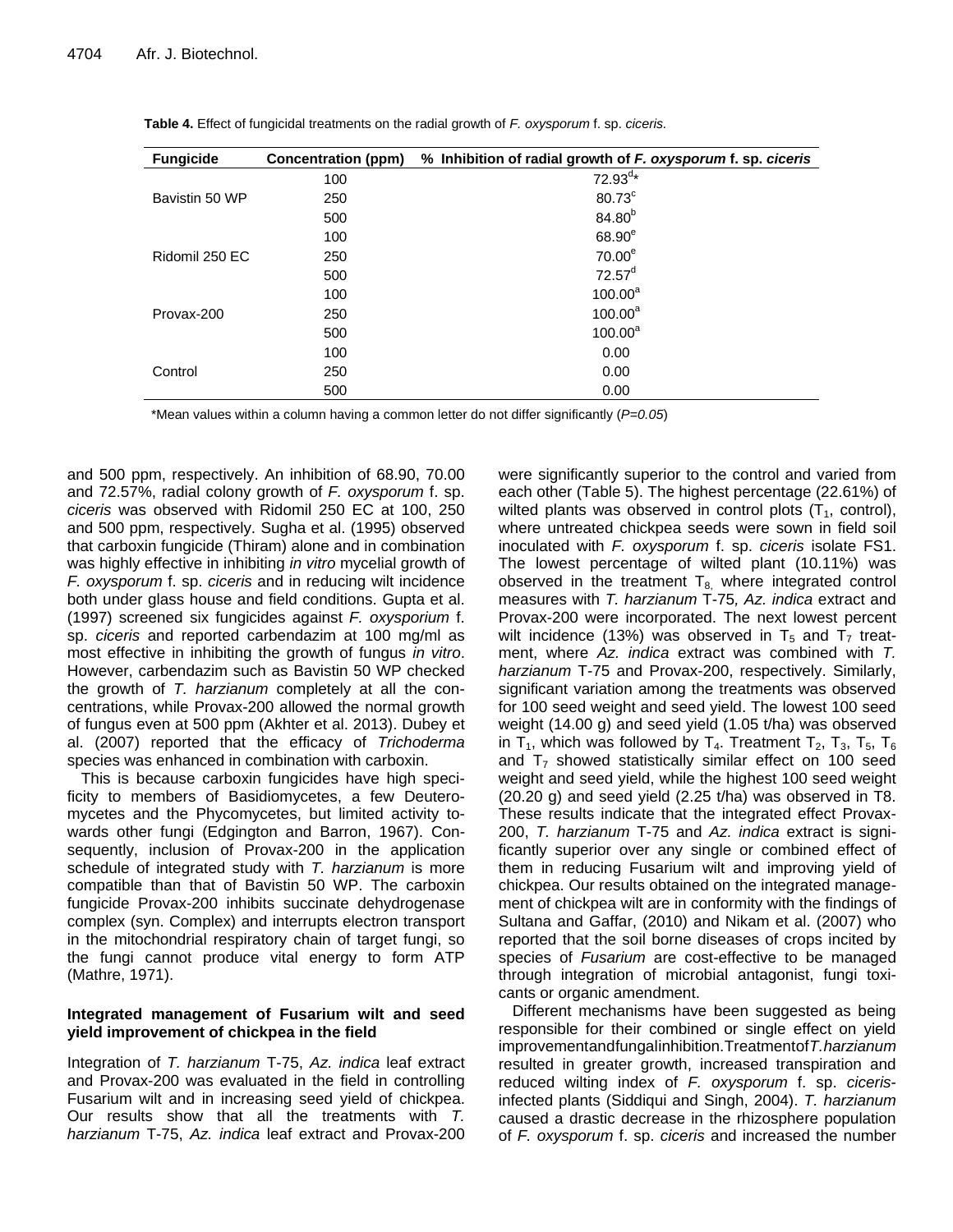**Table 4.** Effect of fungicidal treatments on the radial growth of *F. oxysporum* f. sp. *ciceris.*

| Fungicide | Concentration (ppm) | % Inhibition of radial growth of *F. oxysporum* f. sp. *ciceris* |
|---|---|---|
| Bavistin 50 WP | 100 | 72.93[d]* |
| | 250 | 80.73[c] |
| | 500 | 84.80[b] |
| Ridomil 250 EC | 100 | 68.90[e] |
| | 250 | 70.00[e] |
| | 500 | 72.57[d] |
| Provax-200 | 100 | 100.00[a] |
| | 250 | 100.00[a] |
| | 500 | 100.00[a] |
| Control | 100 | 0.00 |
| | 250 | 0.00 |
| | 500 | 0.00 |

*Mean values within a column having a common letter do not differ significantly ($P=0.05$)

and 500 ppm, respectively. An inhibition of 68.90, 70.00 and 72.57%, radial colony growth of *F. oxysporum* f. sp. *ciceris* was observed with Ridomil 250 EC at 100, 250 and 500 ppm, respectively. Sugha et al. (1995) observed that carboxin fungicide (Thiram) alone and in combination was highly effective in inhibiting *in vitro* mycelial growth of *F. oxysporum* f. sp. *ciceris* and in reducing wilt incidence both under glass house and field conditions. Gupta et al. (1997) screened six fungicides against *F. oxysporium* f. sp. *ciceris* and reported carbendazim at 100 mg/ml as most effective in inhibiting the growth of fungus *in vitro*. However, carbendazim such as Bavistin 50 WP checked the growth of *T. harzianum* completely at all the concentrations, while Provax-200 allowed the normal growth of fungus even at 500 ppm (Akhter et al. 2013). Dubey et al. (2007) reported that the efficacy of *Trichoderma* species was enhanced in combination with carboxin.

This is because carboxin fungicides have high specificity to members of Basidiomycetes, a few Deuteromycetes and the Phycomycetes, but limited activity towards other fungi (Edgington and Barron, 1967). Consequently, inclusion of Provax-200 in the application schedule of integrated study with *T. harzianum* is more compatible than that of Bavistin 50 WP. The carboxin fungicide Provax-200 inhibits succinate dehydrogenase complex (syn. Complex) and interrupts electron transport in the mitochondrial respiratory chain of target fungi, so the fungi cannot produce vital energy to form ATP (Mathre, 1971).

**Integrated management of Fusarium wilt and seed yield improvement of chickpea in the field**

Integration of *T. harzianum* T-75, *Az. indica* leaf extract and Provax-200 was evaluated in the field in controlling Fusarium wilt and in increasing seed yield of chickpea. Our results show that all the treatments with *T. harzianum* T-75, *Az. indica* leaf extract and Provax-200 were significantly superior to the control and varied from each other (Table 5). The highest percentage (22.61%) of wilted plants was observed in control plots ($T_1$, control), where untreated chickpea seeds were sown in field soil inoculated with *F. oxysporum* f. sp. *ciceris* isolate FS1. The lowest percentage of wilted plant (10.11%) was observed in the treatment $T_8$, where integrated control measures with *T. harzianum* T-75, *Az. indica* extract and Provax-200 were incorporated. The next lowest percent wilt incidence (13%) was observed in $T_5$ and $T_7$ treatment, where *Az. indica* extract was combined with *T. harzianum* T-75 and Provax-200, respectively. Similarly, significant variation among the treatments was observed for 100 seed weight and seed yield. The lowest 100 seed weight (14.00 g) and seed yield (1.05 t/ha) was observed in $T_1$, which was followed by $T_4$. Treatment $T_2$, $T_3$, $T_5$, $T_6$ and $T_7$ showed statistically similar effect on 100 seed weight and seed yield, while the highest 100 seed weight (20.20 g) and seed yield (2.25 t/ha) was observed in T8. These results indicate that the integrated effect Provax-200, *T. harzianum* T-75 and *Az. indica* extract is significantly superior over any single or combined effect of them in reducing Fusarium wilt and improving yield of chickpea. Our results obtained on the integrated management of chickpea wilt are in conformity with the findings of Sultana and Gaffar, (2010) and Nikam et al. (2007) who reported that the soil borne diseases of crops incited by species of *Fusarium* are cost-effective to be managed through integration of microbial antagonist, fungi toxicants or organic amendment.

Different mechanisms have been suggested as being responsible for their combined or single effect on yield improvement and fungal inhibition. Treatment of *T. harzianum* resulted in greater growth, increased transpiration and reduced wilting index of *F. oxysporum* f. sp. *ciceris*-infected plants (Siddiqui and Singh, 2004). *T. harzianum* caused a drastic decrease in the rhizosphere population of *F. oxysporum* f. sp. *ciceris* and increased the number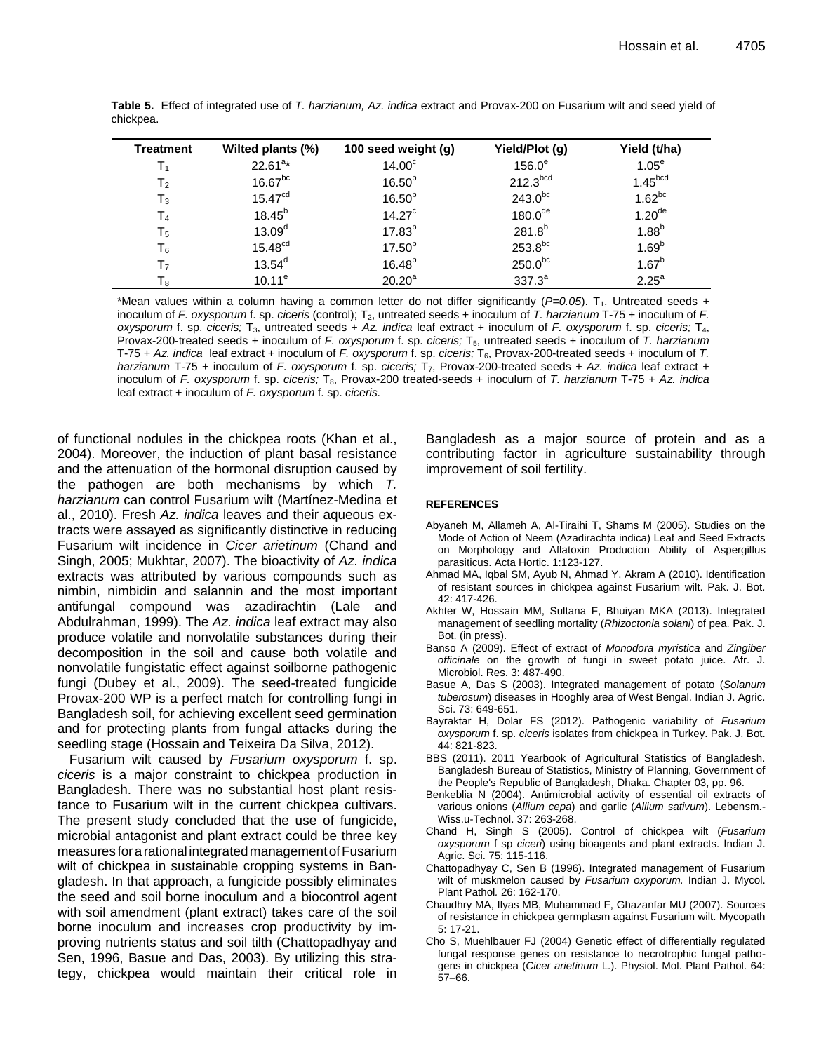**Table 5.** Effect of integrated use of *T. harzianum, Az. indica* extract and Provax-200 on Fusarium wilt and seed yield of chickpea.

| Treatment | Wilted plants (%) | 100 seed weight (g) | Yield/Plot (g) | Yield (t/ha) |
|---|---|---|---|---|
| $T_1$ | $22.61^{a}$* | $14.00^{c}$ | $156.0^{e}$ | $1.05^{e}$ |
| $T_2$ | $16.67^{bc}$ | $16.50^{b}$ | $212.3^{bcd}$ | $1.45^{bcd}$ |
| $T_3$ | $15.47^{cd}$ | $16.50^{b}$ | $243.0^{bc}$ | $1.62^{bc}$ |
| $T_4$ | $18.45^{b}$ | $14.27^{c}$ | $180.0^{de}$ | $1.20^{de}$ |
| $T_5$ | $13.09^{d}$ | $17.83^{b}$ | $281.8^{b}$ | $1.88^{b}$ |
| $T_6$ | $15.48^{cd}$ | $17.50^{b}$ | $253.8^{bc}$ | $1.69^{b}$ |
| $T_7$ | $13.54^{d}$ | $16.48^{b}$ | $250.0^{bc}$ | $1.67^{b}$ |
| $T_8$ | $10.11^{e}$ | $20.20^{a}$ | $337.3^{a}$ | $2.25^{a}$ |

*Mean values within a column having a common letter do not differ significantly ($P=0.05$). $T_1$, Untreated seeds + inoculum of *F. oxysporum* f. sp. *ciceris* (control); $T_2$, untreated seeds + inoculum of *T. harzianum* T-75 + inoculum of *F. oxysporum* f. sp. *ciceris;* $T_3$, untreated seeds + *Az. indica* leaf extract + inoculum of *F. oxysporum* f. sp. *ciceris;* $T_4$, Provax-200-treated seeds + inoculum of *F. oxysporum* f. sp. *ciceris;* $T_5$, untreated seeds + inoculum of *T. harzianum* T-75 + *Az. indica* leaf extract + inoculum of *F. oxysporum* f. sp. *ciceris;* $T_6$, Provax-200-treated seeds + inoculum of *T. harzianum* T-75 + inoculum of *F. oxysporum* f. sp. *ciceris;* $T_7$, Provax-200-treated seeds + *Az. indica* leaf extract + inoculum of *F. oxysporum* f. sp. *ciceris;* $T_8$, Provax-200 treated-seeds + inoculum of *T. harzianum* T-75 + *Az. indica* leaf extract + inoculum of *F. oxysporum* f. sp. *ciceris.*

of functional nodules in the chickpea roots (Khan et al., 2004). Moreover, the induction of plant basal resistance and the attenuation of the hormonal disruption caused by the pathogen are both mechanisms by which *T. harzianum* can control Fusarium wilt (Martínez-Medina et al., 2010). Fresh *Az. indica* leaves and their aqueous extracts were assayed as significantly distinctive in reducing Fusarium wilt incidence in *Cicer arietinum* (Chand and Singh, 2005; Mukhtar, 2007). The bioactivity of *Az. indica* extracts was attributed by various compounds such as nimbin, nimbidin and salannin and the most important antifungal compound was azadirachtin (Lale and Abdulrahman, 1999). The *Az. indica* leaf extract may also produce volatile and nonvolatile substances during their decomposition in the soil and cause both volatile and nonvolatile fungistatic effect against soilborne pathogenic fungi (Dubey et al., 2009). The seed-treated fungicide Provax-200 WP is a perfect match for controlling fungi in Bangladesh soil, for achieving excellent seed germination and for protecting plants from fungal attacks during the seedling stage (Hossain and Teixeira Da Silva, 2012).

Fusarium wilt caused by *Fusarium oxysporum* f. sp. *ciceris* is a major constraint to chickpea production in Bangladesh. There was no substantial host plant resistance to Fusarium wilt in the current chickpea cultivars. The present study concluded that the use of fungicide, microbial antagonist and plant extract could be three key measures for a rational integrated management of Fusarium wilt of chickpea in sustainable cropping systems in Bangladesh. In that approach, a fungicide possibly eliminates the seed and soil borne inoculum and a biocontrol agent with soil amendment (plant extract) takes care of the soil borne inoculum and increases crop productivity by improving nutrients status and soil tilth (Chattopadhyay and Sen, 1996, Basue and Das, 2003). By utilizing this strategy, chickpea would maintain their critical role in Bangladesh as a major source of protein and as a contributing factor in agriculture sustainability through improvement of soil fertility.

## REFERENCES

Abyaneh M, Allameh A, Al-Tiraihi T, Shams M (2005). Studies on the Mode of Action of Neem (Azadirachta indica) Leaf and Seed Extracts on Morphology and Aflatoxin Production Ability of Aspergillus parasiticus. Acta Hortic. 1:123-127.

Ahmad MA, Iqbal SM, Ayub N, Ahmad Y, Akram A (2010). Identification of resistant sources in chickpea against Fusarium wilt. Pak. J. Bot. 42: 417-426.

Akhter W, Hossain MM, Sultana F, Bhuiyan MKA (2013). Integrated management of seedling mortality (*Rhizoctonia solani*) of pea. Pak. J. Bot. (in press).

Banso A (2009). Effect of extract of *Monodora myristica* and *Zingiber officinale* on the growth of fungi in sweet potato juice. Afr. J. Microbiol. Res. 3: 487-490.

Basue A, Das S (2003). Integrated management of potato (*Solanum tuberosum*) diseases in Hooghly area of West Bengal. Indian J. Agric. Sci. 73: 649-651.

Bayraktar H, Dolar FS (2012). Pathogenic variability of *Fusarium oxysporum* f. sp. *ciceris* isolates from chickpea in Turkey. Pak. J. Bot. 44: 821-823.

BBS (2011). 2011 Yearbook of Agricultural Statistics of Bangladesh. Bangladesh Bureau of Statistics, Ministry of Planning, Government of the People's Republic of Bangladesh, Dhaka. Chapter 03, pp. 96.

Benkeblia N (2004). Antimicrobial activity of essential oil extracts of various onions (*Allium cepa*) and garlic (*Allium sativum*). Lebensm.-Wiss.u-Technol. 37: 263-268.

Chand H, Singh S (2005). Control of chickpea wilt (*Fusarium oxysporum* f sp *ciceri*) using bioagents and plant extracts. Indian J. Agric. Sci. 75: 115-116.

Chattopadhyay C, Sen B (1996). Integrated management of Fusarium wilt of muskmelon caused by *Fusarium oxyporum.* Indian J. Mycol. Plant Pathol*.* 26: 162-170.

Chaudhry MA, Ilyas MB, Muhammad F, Ghazanfar MU (2007). Sources of resistance in chickpea germplasm against Fusarium wilt. Mycopath 5: 17-21.

Cho S, Muehlbauer FJ (2004) Genetic effect of differentially regulated fungal response genes on resistance to necrotrophic fungal pathogens in chickpea (*Cicer arietinum* L.). Physiol. Mol. Plant Pathol. 64: 57–66.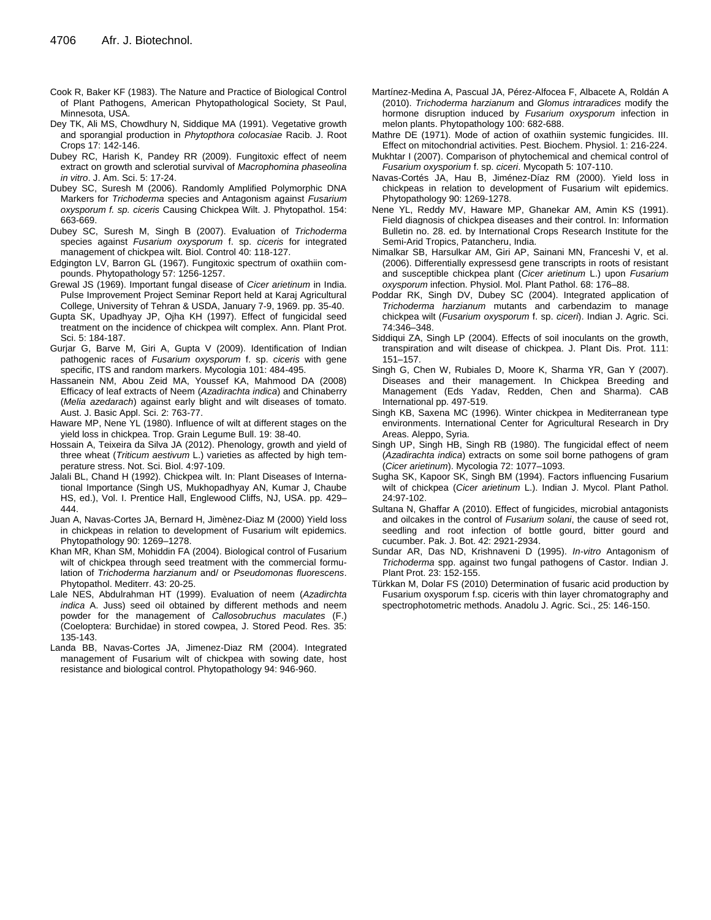Cook R, Baker KF (1983). The Nature and Practice of Biological Control of Plant Pathogens, American Phytopathological Society, St Paul, Minnesota, USA.

Dey TK, Ali MS, Chowdhury N, Siddique MA (1991). Vegetative growth and sporangial production in *Phytopthora colocasiae* Racib. J. Root Crops 17: 142-146.

Dubey RC, Harish K, Pandey RR (2009). Fungitoxic effect of neem extract on growth and sclerotial survival of *Macrophomina phaseolina in vitro*. J. Am. Sci. 5: 17-24.

Dubey SC, Suresh M (2006). Randomly Amplified Polymorphic DNA Markers for *Trichoderma* species and Antagonism against *Fusarium oxysporum f. sp. ciceris* Causing Chickpea Wilt. J. Phytopathol. 154: 663-669.

Dubey SC, Suresh M, Singh B (2007). Evaluation of *Trichoderma* species against *Fusarium oxysporum* f. sp. *ciceris* for integrated management of chickpea wilt. Biol. Control 40: 118-127.

Edgington LV, Barron GL (1967). Fungitoxic spectrum of oxathiin compounds. Phytopathology 57: 1256-1257.

Grewal JS (1969). Important fungal disease of *Cicer arietinum* in India. Pulse Improvement Project Seminar Report held at Karaj Agricultural College, University of Tehran & USDA, January 7-9, 1969. pp. 35-40.

Gupta SK, Upadhyay JP, Ojha KH (1997). Effect of fungicidal seed treatment on the incidence of chickpea wilt complex. Ann. Plant Prot. Sci. 5: 184-187.

Gurjar G, Barve M, Giri A, Gupta V (2009). Identification of Indian pathogenic races of *Fusarium oxysporum* f. sp. *ciceris* with gene specific, ITS and random markers. Mycologia 101: 484-495.

Hassanein NM, Abou Zeid MA, Youssef KA, Mahmood DA (2008) Efficacy of leaf extracts of Neem (*Azadirachta indica*) and Chinaberry (*Melia azedarach*) against early blight and wilt diseases of tomato. Aust. J. Basic Appl. Sci. 2: 763-77.

Haware MP, Nene YL (1980). Influence of wilt at different stages on the yield loss in chickpea. Trop. Grain Legume Bull. 19: 38-40.

Hossain A, Teixeira da Silva JA (2012). Phenology, growth and yield of three wheat (*Triticum aestivum* L.) varieties as affected by high temperature stress. Not. Sci. Biol. 4:97-109.

Jalali BL, Chand H (1992). Chickpea wilt. In: Plant Diseases of International Importance (Singh US, Mukhopadhyay AN, Kumar J, Chaube HS, ed.), Vol. I. Prentice Hall, Englewood Cliffs, NJ, USA. pp. 429–444.

Juan A, Navas-Cortes JA, Bernard H, Jimènez-Diaz M (2000) Yield loss in chickpeas in relation to development of Fusarium wilt epidemics. Phytopathology 90: 1269–1278.

Khan MR, Khan SM, Mohiddin FA (2004). Biological control of Fusarium wilt of chickpea through seed treatment with the commercial formulation of *Trichoderma harzianum* and/ or *Pseudomonas fluorescens*. Phytopathol. Mediterr. 43: 20-25.

Lale NES, Abdulrahman HT (1999). Evaluation of neem (*Azadirchta indica* A. Juss) seed oil obtained by different methods and neem powder for the management of *Callosobruchus maculates* (F.) (Coeloptera: Burchidae) in stored cowpea, J. Stored Peod. Res. 35: 135-143.

Landa BB, Navas-Cortes JA, Jimenez-Diaz RM (2004). Integrated management of Fusarium wilt of chickpea with sowing date, host resistance and biological control. Phytopathology 94: 946-960.

Martínez-Medina A, Pascual JA, Pérez-Alfocea F, Albacete A, Roldán A (2010). *Trichoderma harzianum* and *Glomus intraradices* modify the hormone disruption induced by *Fusarium oxysporum* infection in melon plants. Phytopathology 100: 682-688.

Mathre DE (1971). Mode of action of oxathiin systemic fungicides. III. Effect on mitochondrial activities. Pest. Biochem. Physiol. 1: 216-224.

Mukhtar I (2007). Comparison of phytochemical and chemical control of *Fusarium oxysporium* f. sp. *ciceri*. Mycopath 5: 107-110.

Navas-Cortés JA, Hau B, Jiménez-Díaz RM (2000). Yield loss in chickpeas in relation to development of Fusarium wilt epidemics. Phytopathology 90: 1269-1278.

Nene YL, Reddy MV, Haware MP, Ghanekar AM, Amin KS (1991). Field diagnosis of chickpea diseases and their control. In: Information Bulletin no. 28. ed. by International Crops Research Institute for the Semi-Arid Tropics, Patancheru, India.

Nimalkar SB, Harsulkar AM, Giri AP, Sainani MN, Franceshi V, et al. (2006). Differentially expressesd gene transcripts in roots of resistant and susceptible chickpea plant (*Cicer arietinum* L.) upon *Fusarium oxysporum* infection. Physiol. Mol. Plant Pathol. 68: 176–88.

Poddar RK, Singh DV, Dubey SC (2004). Integrated application of *Trichoderma harzianum* mutants and carbendazim to manage chickpea wilt (*Fusarium oxysporum* f. sp. *ciceri*). Indian J. Agric. Sci. 74:346–348.

Siddiqui ZA, Singh LP (2004). Effects of soil inoculants on the growth, transpiration and wilt disease of chickpea. J. Plant Dis. Prot. 111: 151–157.

Singh G, Chen W, Rubiales D, Moore K, Sharma YR, Gan Y (2007). Diseases and their management. In Chickpea Breeding and Management (Eds Yadav, Redden, Chen and Sharma). CAB International pp. 497-519.

Singh KB, Saxena MC (1996). Winter chickpea in Mediterranean type environments. International Center for Agricultural Research in Dry Areas. Aleppo, Syria.

Singh UP, Singh HB, Singh RB (1980). The fungicidal effect of neem (*Azadirachta indica*) extracts on some soil borne pathogens of gram (*Cicer arietinum*). Mycologia 72: 1077–1093.

Sugha SK, Kapoor SK, Singh BM (1994). Factors influencing Fusarium wilt of chickpea (*Cicer arietinum* L.). Indian J. Mycol. Plant Pathol. 24:97-102.

Sultana N, Ghaffar A (2010). Effect of fungicides, microbial antagonists and oilcakes in the control of *Fusarium solani*, the cause of seed rot, seedling and root infection of bottle gourd, bitter gourd and cucumber. Pak. J. Bot. 42: 2921-2934.

Sundar AR, Das ND, Krishnaveni D (1995). *In-vitro* Antagonism of *Trichoderma* spp. against two fungal pathogens of Castor. Indian J. Plant Prot. 23: 152-155.

Türkkan M, Dolar FS (2010) Determination of fusaric acid production by Fusarium oxysporum f.sp. ciceris with thin layer chromatography and spectrophotometric methods. Anadolu J. Agric. Sci., 25: 146-150.